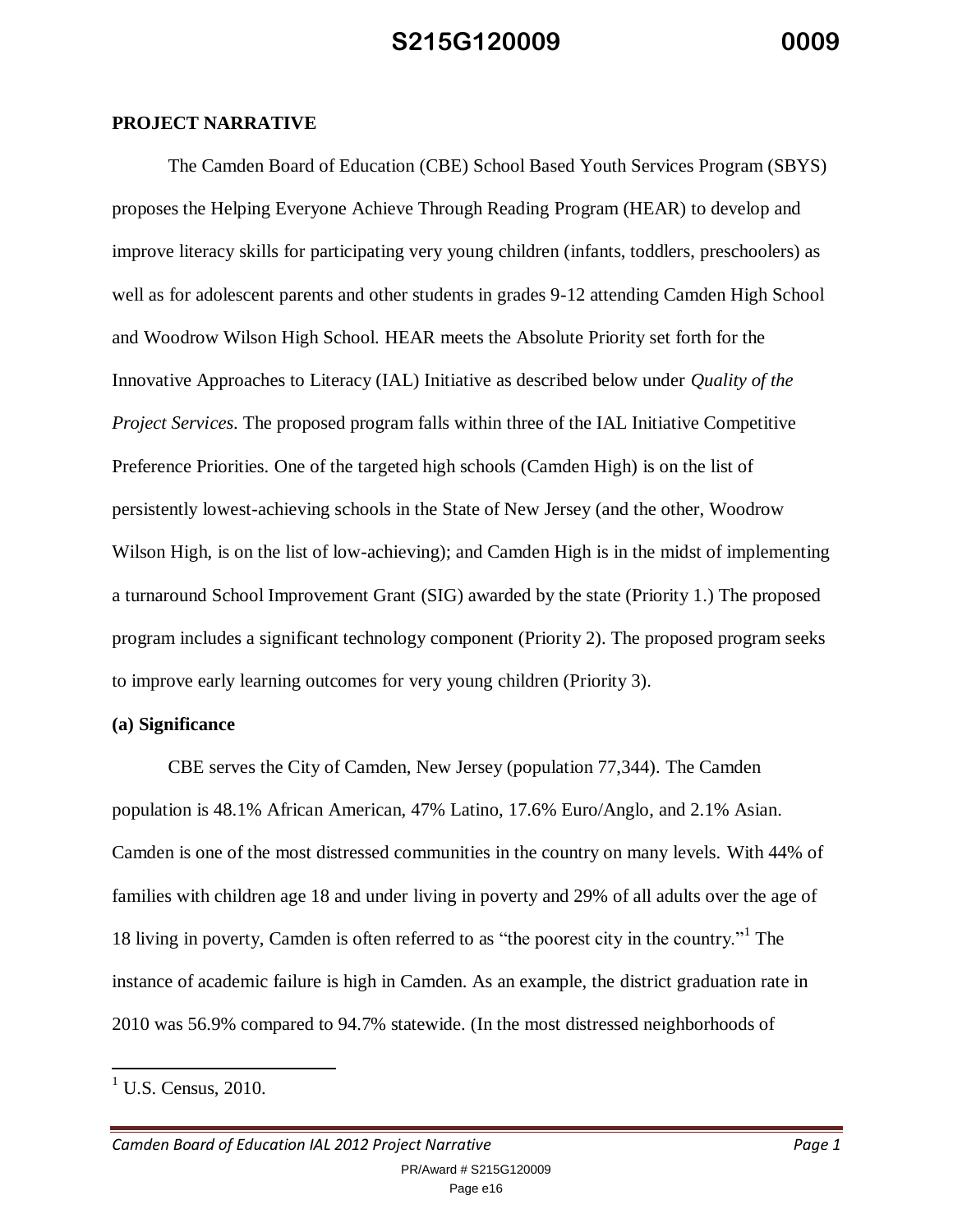**PROJECT NARRATIVE**

The Camden Board of Education (CBE) School Based Youth Services Program (SBYS) proposes the Helping Everyone Achieve Through Reading Program (HEAR) to develop and improve literacy skills for participating very young children (infants, toddlers, preschoolers) as well as for adolescent parents and other students in grades 9-12 attending Camden High School and Woodrow Wilson High School. HEAR meets the Absolute Priority set forth for the Innovative Approaches to Literacy (IAL) Initiative as described below under *Quality of the Project Services*. The proposed program falls within three of the IAL Initiative Competitive Preference Priorities. One of the targeted high schools (Camden High) is on the list of persistently lowest-achieving schools in the State of New Jersey (and the other, Woodrow Wilson High, is on the list of low-achieving); and Camden High is in the midst of implementing a turnaround School Improvement Grant (SIG) awarded by the state (Priority 1.) The proposed program includes a significant technology component (Priority 2). The proposed program seeks to improve early learning outcomes for very young children (Priority 3).

**(a) Significance**

CBE serves the City of Camden, New Jersey (population 77,344). The Camden population is 48.1% African American, 47% Latino, 17.6% Euro/Anglo, and 2.1% Asian. Camden is one of the most distressed communities in the country on many levels. With 44% of families with children age 18 and under living in poverty and 29% of all adults over the age of 18 living in poverty, Camden is often referred to as "the poorest city in the country."[1] The instance of academic failure is high in Camden. As an example, the district graduation rate in 2010 was 56.9% compared to 94.7% statewide. (In the most distressed neighborhoods of

[1] U.S. Census, 2010.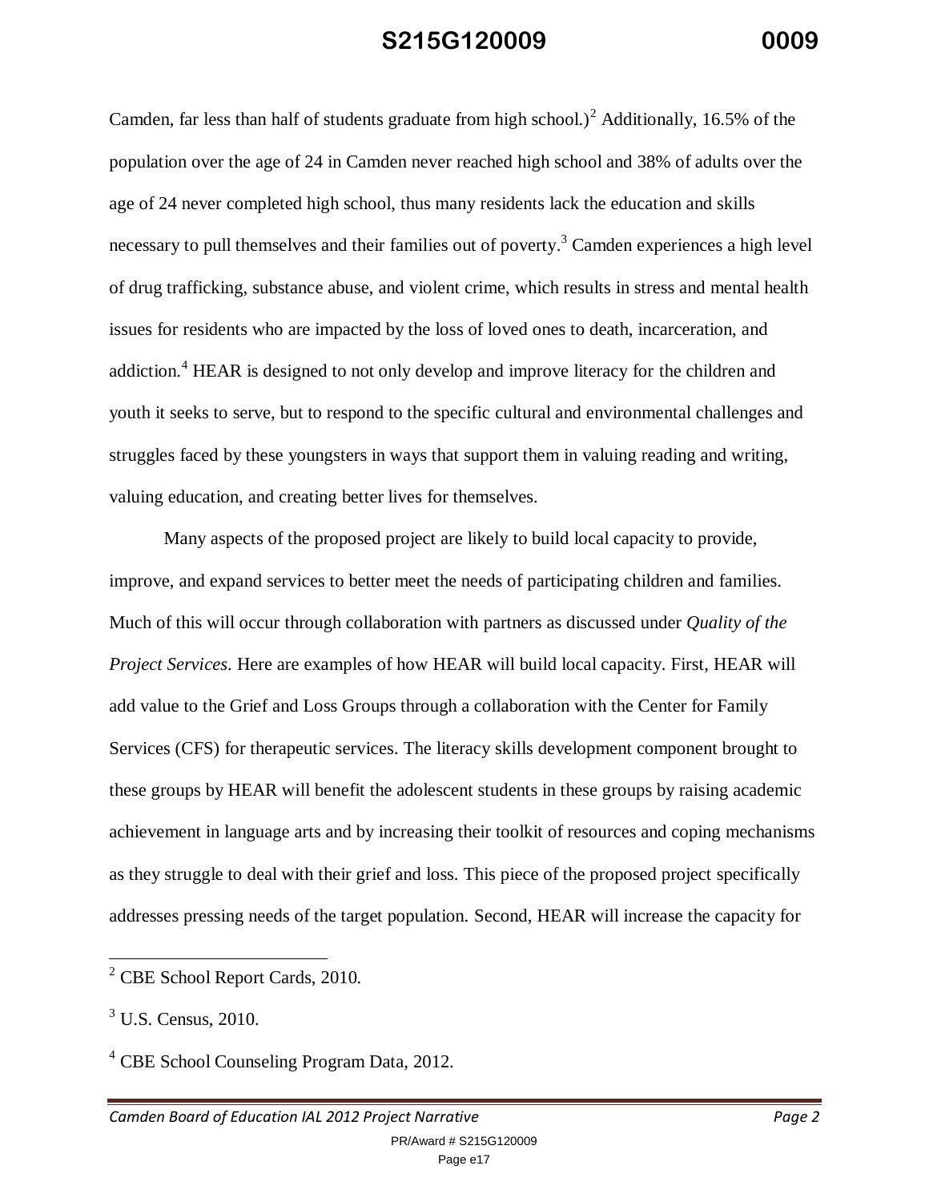Camden, far less than half of students graduate from high school.)[2] Additionally, 16.5% of the population over the age of 24 in Camden never reached high school and 38% of adults over the age of 24 never completed high school, thus many residents lack the education and skills necessary to pull themselves and their families out of poverty.[3] Camden experiences a high level of drug trafficking, substance abuse, and violent crime, which results in stress and mental health issues for residents who are impacted by the loss of loved ones to death, incarceration, and addiction.[4] HEAR is designed to not only develop and improve literacy for the children and youth it seeks to serve, but to respond to the specific cultural and environmental challenges and struggles faced by these youngsters in ways that support them in valuing reading and writing, valuing education, and creating better lives for themselves.

Many aspects of the proposed project are likely to build local capacity to provide, improve, and expand services to better meet the needs of participating children and families. Much of this will occur through collaboration with partners as discussed under *Quality of the Project Services*. Here are examples of how HEAR will build local capacity. First, HEAR will add value to the Grief and Loss Groups through a collaboration with the Center for Family Services (CFS) for therapeutic services. The literacy skills development component brought to these groups by HEAR will benefit the adolescent students in these groups by raising academic achievement in language arts and by increasing their toolkit of resources and coping mechanisms as they struggle to deal with their grief and loss. This piece of the proposed project specifically addresses pressing needs of the target population. Second, HEAR will increase the capacity for

---

[2] CBE School Report Cards, 2010.

[3] U.S. Census, 2010.

[4] CBE School Counseling Program Data, 2012.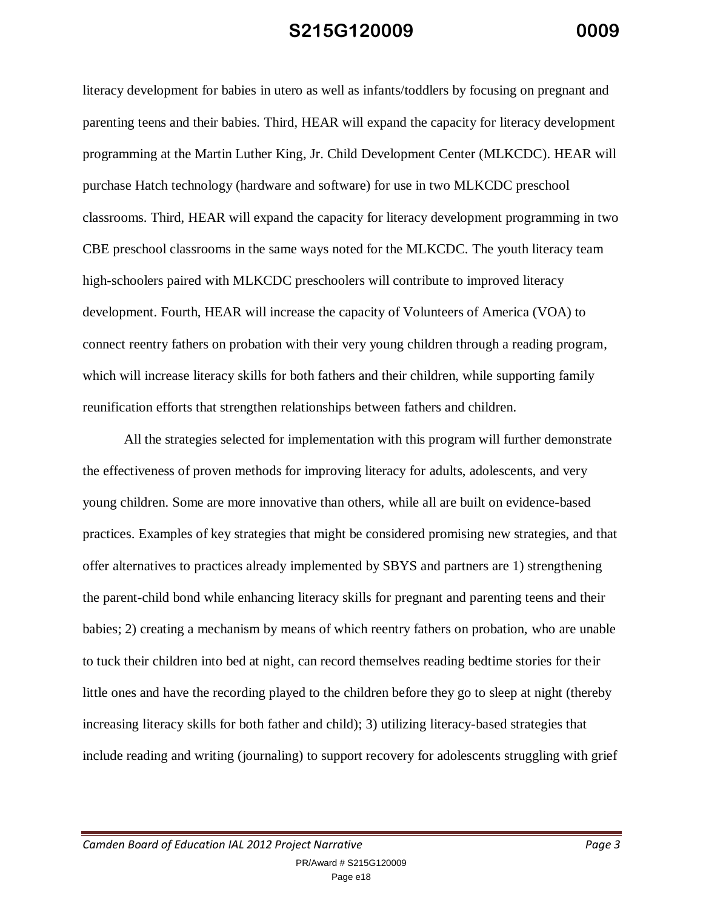literacy development for babies in utero as well as infants/toddlers by focusing on pregnant and parenting teens and their babies. Third, HEAR will expand the capacity for literacy development programming at the Martin Luther King, Jr. Child Development Center (MLKCDC). HEAR will purchase Hatch technology (hardware and software) for use in two MLKCDC preschool classrooms. Third, HEAR will expand the capacity for literacy development programming in two CBE preschool classrooms in the same ways noted for the MLKCDC. The youth literacy team high-schoolers paired with MLKCDC preschoolers will contribute to improved literacy development. Fourth, HEAR will increase the capacity of Volunteers of America (VOA) to connect reentry fathers on probation with their very young children through a reading program, which will increase literacy skills for both fathers and their children, while supporting family reunification efforts that strengthen relationships between fathers and children.

All the strategies selected for implementation with this program will further demonstrate the effectiveness of proven methods for improving literacy for adults, adolescents, and very young children. Some are more innovative than others, while all are built on evidence-based practices. Examples of key strategies that might be considered promising new strategies, and that offer alternatives to practices already implemented by SBYS and partners are 1) strengthening the parent-child bond while enhancing literacy skills for pregnant and parenting teens and their babies; 2) creating a mechanism by means of which reentry fathers on probation, who are unable to tuck their children into bed at night, can record themselves reading bedtime stories for their little ones and have the recording played to the children before they go to sleep at night (thereby increasing literacy skills for both father and child); 3) utilizing literacy-based strategies that include reading and writing (journaling) to support recovery for adolescents struggling with grief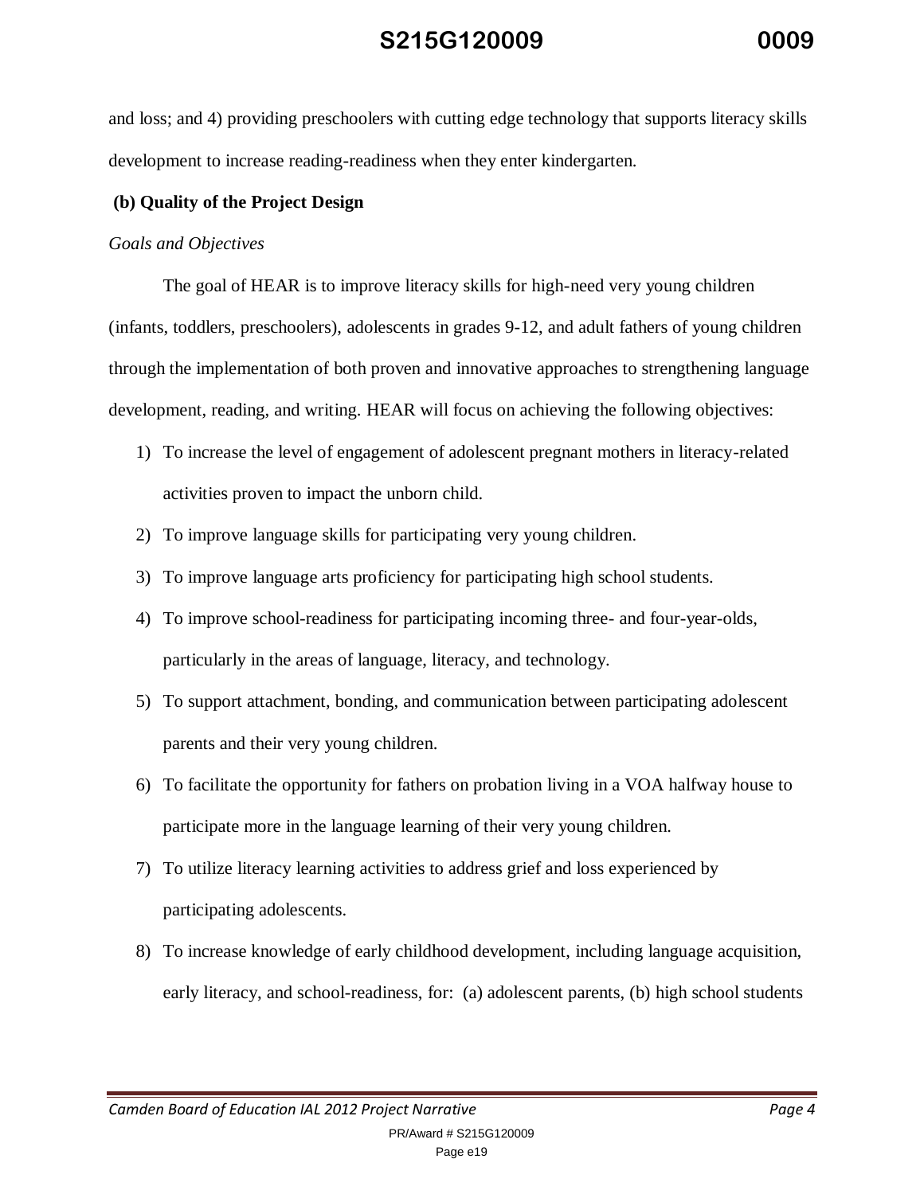and loss; and 4) providing preschoolers with cutting edge technology that supports literacy skills development to increase reading-readiness when they enter kindergarten.

**(b) Quality of the Project Design**

*Goals and Objectives*

The goal of HEAR is to improve literacy skills for high-need very young children (infants, toddlers, preschoolers), adolescents in grades 9-12, and adult fathers of young children through the implementation of both proven and innovative approaches to strengthening language development, reading, and writing. HEAR will focus on achieving the following objectives:

1) To increase the level of engagement of adolescent pregnant mothers in literacy-related activities proven to impact the unborn child.
2) To improve language skills for participating very young children.
3) To improve language arts proficiency for participating high school students.
4) To improve school-readiness for participating incoming three- and four-year-olds, particularly in the areas of language, literacy, and technology.
5) To support attachment, bonding, and communication between participating adolescent parents and their very young children.
6) To facilitate the opportunity for fathers on probation living in a VOA halfway house to participate more in the language learning of their very young children.
7) To utilize literacy learning activities to address grief and loss experienced by participating adolescents.
8) To increase knowledge of early childhood development, including language acquisition, early literacy, and school-readiness, for: (a) adolescent parents, (b) high school students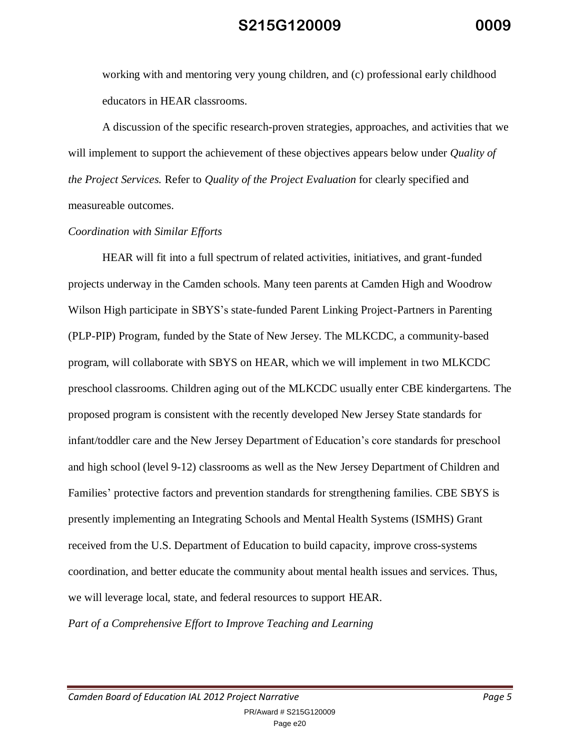working with and mentoring very young children, and (c) professional early childhood educators in HEAR classrooms.

A discussion of the specific research-proven strategies, approaches, and activities that we will implement to support the achievement of these objectives appears below under *Quality of the Project Services.* Refer to *Quality of the Project Evaluation* for clearly specified and measureable outcomes.

*Coordination with Similar Efforts*

HEAR will fit into a full spectrum of related activities, initiatives, and grant-funded projects underway in the Camden schools. Many teen parents at Camden High and Woodrow Wilson High participate in SBYS's state-funded Parent Linking Project-Partners in Parenting (PLP-PIP) Program, funded by the State of New Jersey. The MLKCDC, a community-based program, will collaborate with SBYS on HEAR, which we will implement in two MLKCDC preschool classrooms. Children aging out of the MLKCDC usually enter CBE kindergartens. The proposed program is consistent with the recently developed New Jersey State standards for infant/toddler care and the New Jersey Department of Education's core standards for preschool and high school (level 9-12) classrooms as well as the New Jersey Department of Children and Families' protective factors and prevention standards for strengthening families. CBE SBYS is presently implementing an Integrating Schools and Mental Health Systems (ISMHS) Grant received from the U.S. Department of Education to build capacity, improve cross-systems coordination, and better educate the community about mental health issues and services. Thus, we will leverage local, state, and federal resources to support HEAR.

*Part of a Comprehensive Effort to Improve Teaching and Learning*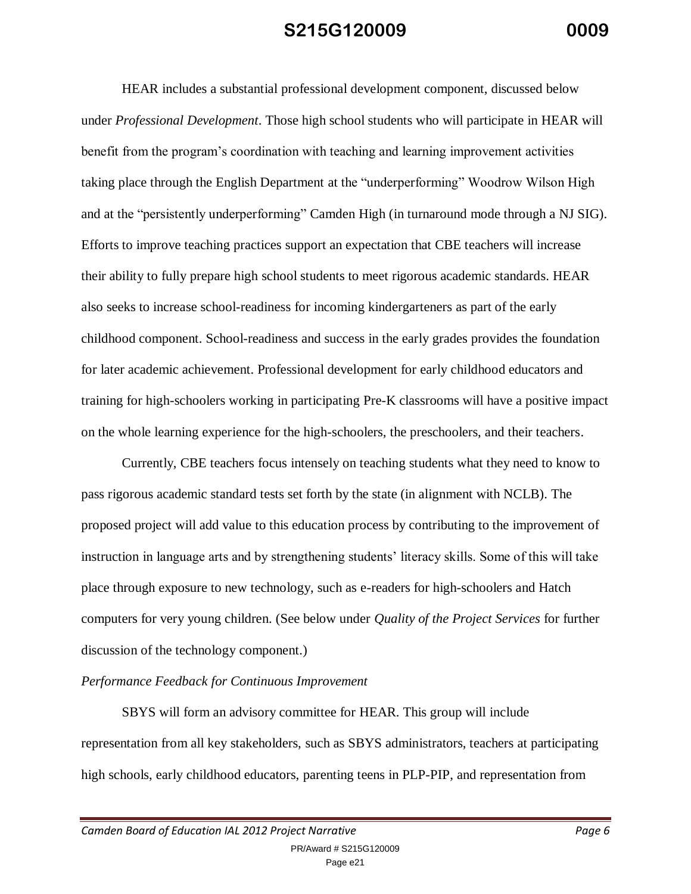HEAR includes a substantial professional development component, discussed below under *Professional Development*. Those high school students who will participate in HEAR will benefit from the program's coordination with teaching and learning improvement activities taking place through the English Department at the "underperforming" Woodrow Wilson High and at the "persistently underperforming" Camden High (in turnaround mode through a NJ SIG). Efforts to improve teaching practices support an expectation that CBE teachers will increase their ability to fully prepare high school students to meet rigorous academic standards. HEAR also seeks to increase school-readiness for incoming kindergarteners as part of the early childhood component. School-readiness and success in the early grades provides the foundation for later academic achievement. Professional development for early childhood educators and training for high-schoolers working in participating Pre-K classrooms will have a positive impact on the whole learning experience for the high-schoolers, the preschoolers, and their teachers.

Currently, CBE teachers focus intensely on teaching students what they need to know to pass rigorous academic standard tests set forth by the state (in alignment with NCLB). The proposed project will add value to this education process by contributing to the improvement of instruction in language arts and by strengthening students' literacy skills. Some of this will take place through exposure to new technology, such as e-readers for high-schoolers and Hatch computers for very young children. (See below under *Quality of the Project Services* for further discussion of the technology component.)

*Performance Feedback for Continuous Improvement*

SBYS will form an advisory committee for HEAR. This group will include representation from all key stakeholders, such as SBYS administrators, teachers at participating high schools, early childhood educators, parenting teens in PLP-PIP, and representation from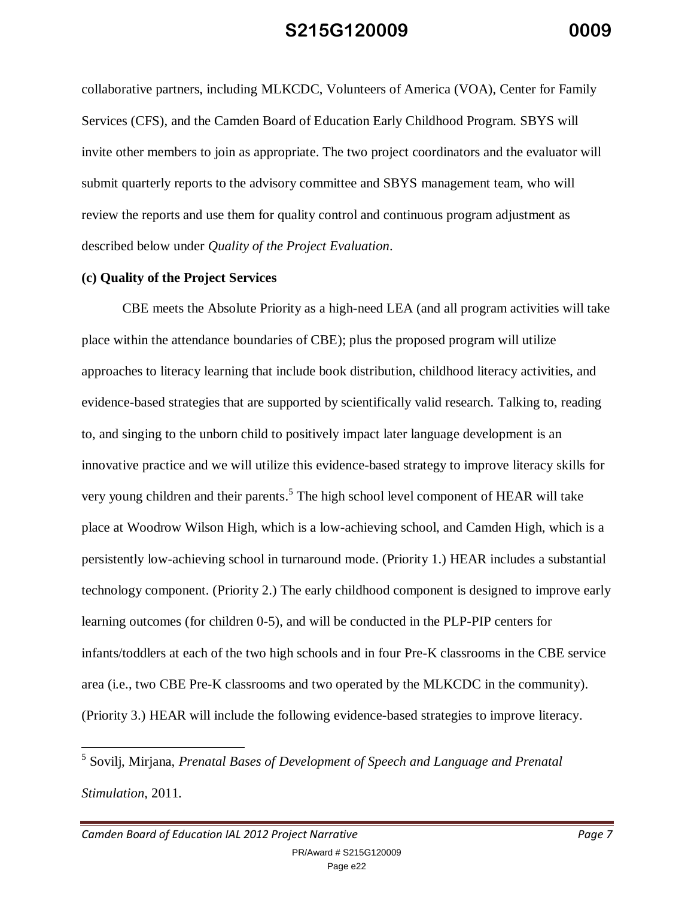collaborative partners, including MLKCDC, Volunteers of America (VOA), Center for Family Services (CFS), and the Camden Board of Education Early Childhood Program. SBYS will invite other members to join as appropriate. The two project coordinators and the evaluator will submit quarterly reports to the advisory committee and SBYS management team, who will review the reports and use them for quality control and continuous program adjustment as described below under *Quality of the Project Evaluation*.

**(c) Quality of the Project Services**

CBE meets the Absolute Priority as a high-need LEA (and all program activities will take place within the attendance boundaries of CBE); plus the proposed program will utilize approaches to literacy learning that include book distribution, childhood literacy activities, and evidence-based strategies that are supported by scientifically valid research. Talking to, reading to, and singing to the unborn child to positively impact later language development is an innovative practice and we will utilize this evidence-based strategy to improve literacy skills for very young children and their parents.[5] The high school level component of HEAR will take place at Woodrow Wilson High, which is a low-achieving school, and Camden High, which is a persistently low-achieving school in turnaround mode. (Priority 1.) HEAR includes a substantial technology component. (Priority 2.) The early childhood component is designed to improve early learning outcomes (for children 0-5), and will be conducted in the PLP-PIP centers for infants/toddlers at each of the two high schools and in four Pre-K classrooms in the CBE service area (i.e., two CBE Pre-K classrooms and two operated by the MLKCDC in the community). (Priority 3.) HEAR will include the following evidence-based strategies to improve literacy.

---

[5] Sovilj, Mirjana, *Prenatal Bases of Development of Speech and Language and Prenatal Stimulation*, 2011.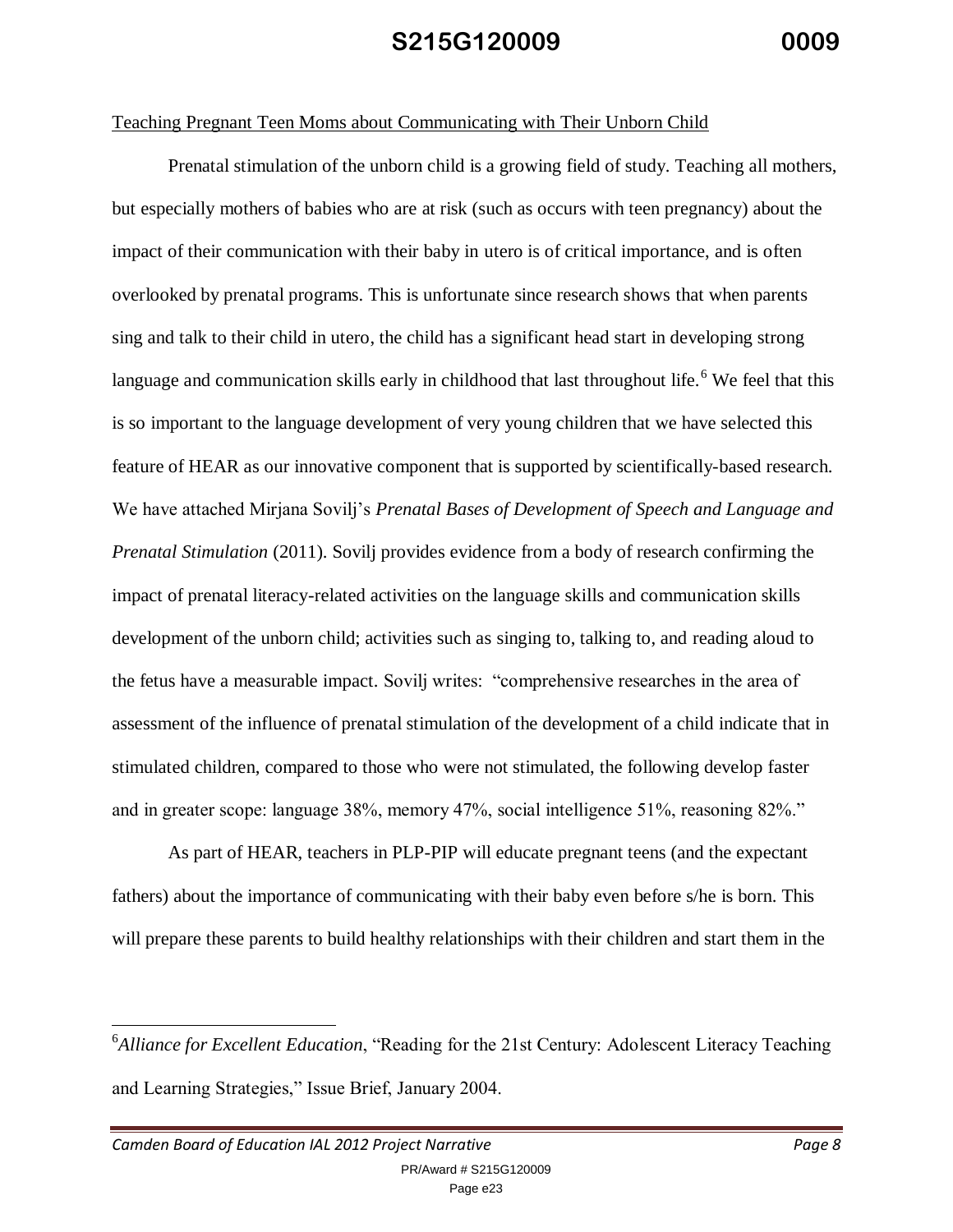Teaching Pregnant Teen Moms about Communicating with Their Unborn Child

Prenatal stimulation of the unborn child is a growing field of study. Teaching all mothers, but especially mothers of babies who are at risk (such as occurs with teen pregnancy) about the impact of their communication with their baby in utero is of critical importance, and is often overlooked by prenatal programs. This is unfortunate since research shows that when parents sing and talk to their child in utero, the child has a significant head start in developing strong language and communication skills early in childhood that last throughout life.[6] We feel that this is so important to the language development of very young children that we have selected this feature of HEAR as our innovative component that is supported by scientifically-based research. We have attached Mirjana Sovilj's *Prenatal Bases of Development of Speech and Language and Prenatal Stimulation* (2011). Sovilj provides evidence from a body of research confirming the impact of prenatal literacy-related activities on the language skills and communication skills development of the unborn child; activities such as singing to, talking to, and reading aloud to the fetus have a measurable impact. Sovilj writes: "comprehensive researches in the area of assessment of the influence of prenatal stimulation of the development of a child indicate that in stimulated children, compared to those who were not stimulated, the following develop faster and in greater scope: language 38%, memory 47%, social intelligence 51%, reasoning 82%."

As part of HEAR, teachers in PLP-PIP will educate pregnant teens (and the expectant fathers) about the importance of communicating with their baby even before s/he is born. This will prepare these parents to build healthy relationships with their children and start them in the

[6] *Alliance for Excellent Education*, "Reading for the 21st Century: Adolescent Literacy Teaching and Learning Strategies," Issue Brief, January 2004.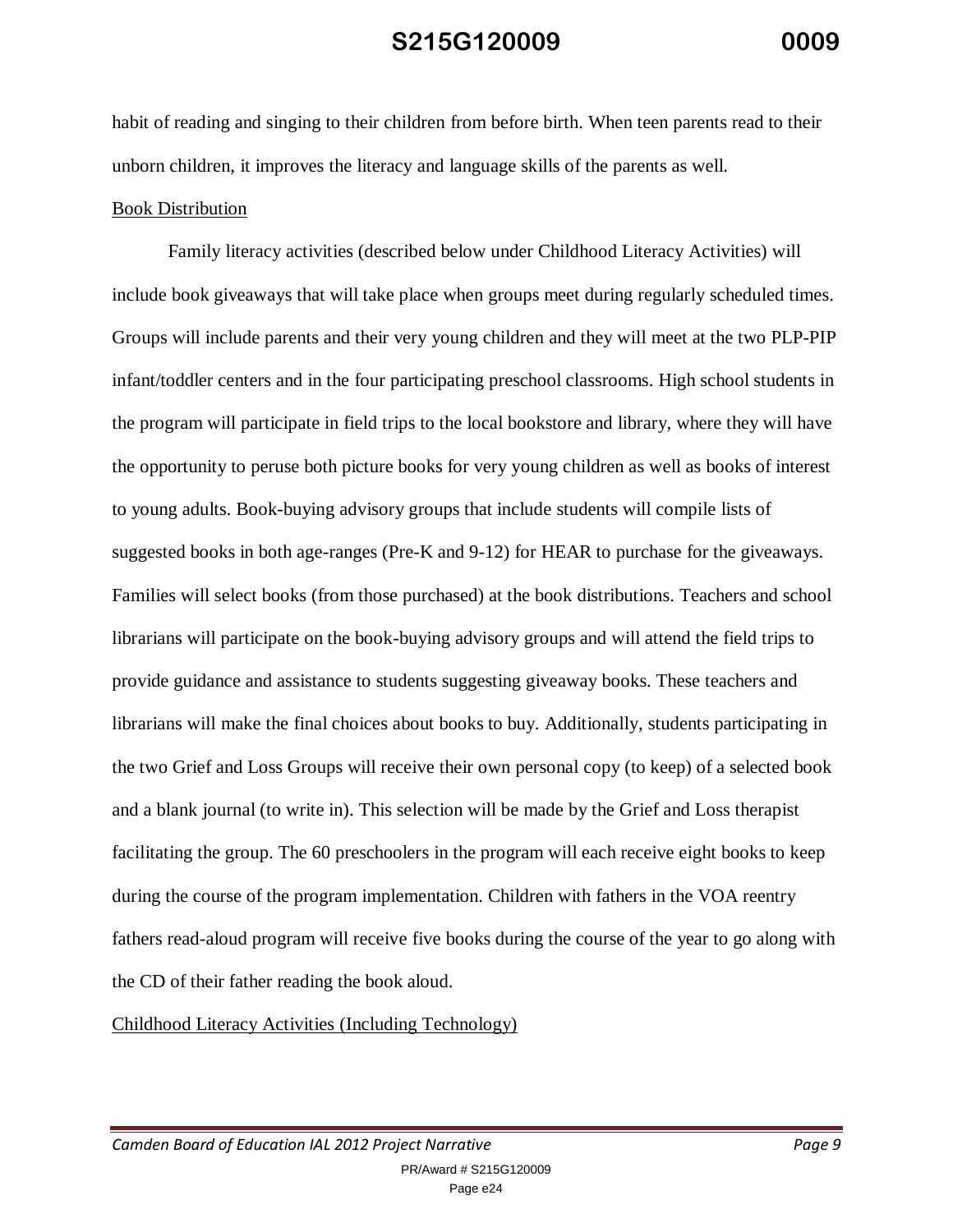habit of reading and singing to their children from before birth. When teen parents read to their unborn children, it improves the literacy and language skills of the parents as well.

Book Distribution

Family literacy activities (described below under Childhood Literacy Activities) will include book giveaways that will take place when groups meet during regularly scheduled times. Groups will include parents and their very young children and they will meet at the two PLP-PIP infant/toddler centers and in the four participating preschool classrooms. High school students in the program will participate in field trips to the local bookstore and library, where they will have the opportunity to peruse both picture books for very young children as well as books of interest to young adults. Book-buying advisory groups that include students will compile lists of suggested books in both age-ranges (Pre-K and 9-12) for HEAR to purchase for the giveaways. Families will select books (from those purchased) at the book distributions. Teachers and school librarians will participate on the book-buying advisory groups and will attend the field trips to provide guidance and assistance to students suggesting giveaway books. These teachers and librarians will make the final choices about books to buy. Additionally, students participating in the two Grief and Loss Groups will receive their own personal copy (to keep) of a selected book and a blank journal (to write in). This selection will be made by the Grief and Loss therapist facilitating the group. The 60 preschoolers in the program will each receive eight books to keep during the course of the program implementation. Children with fathers in the VOA reentry fathers read-aloud program will receive five books during the course of the year to go along with the CD of their father reading the book aloud.

Childhood Literacy Activities (Including Technology)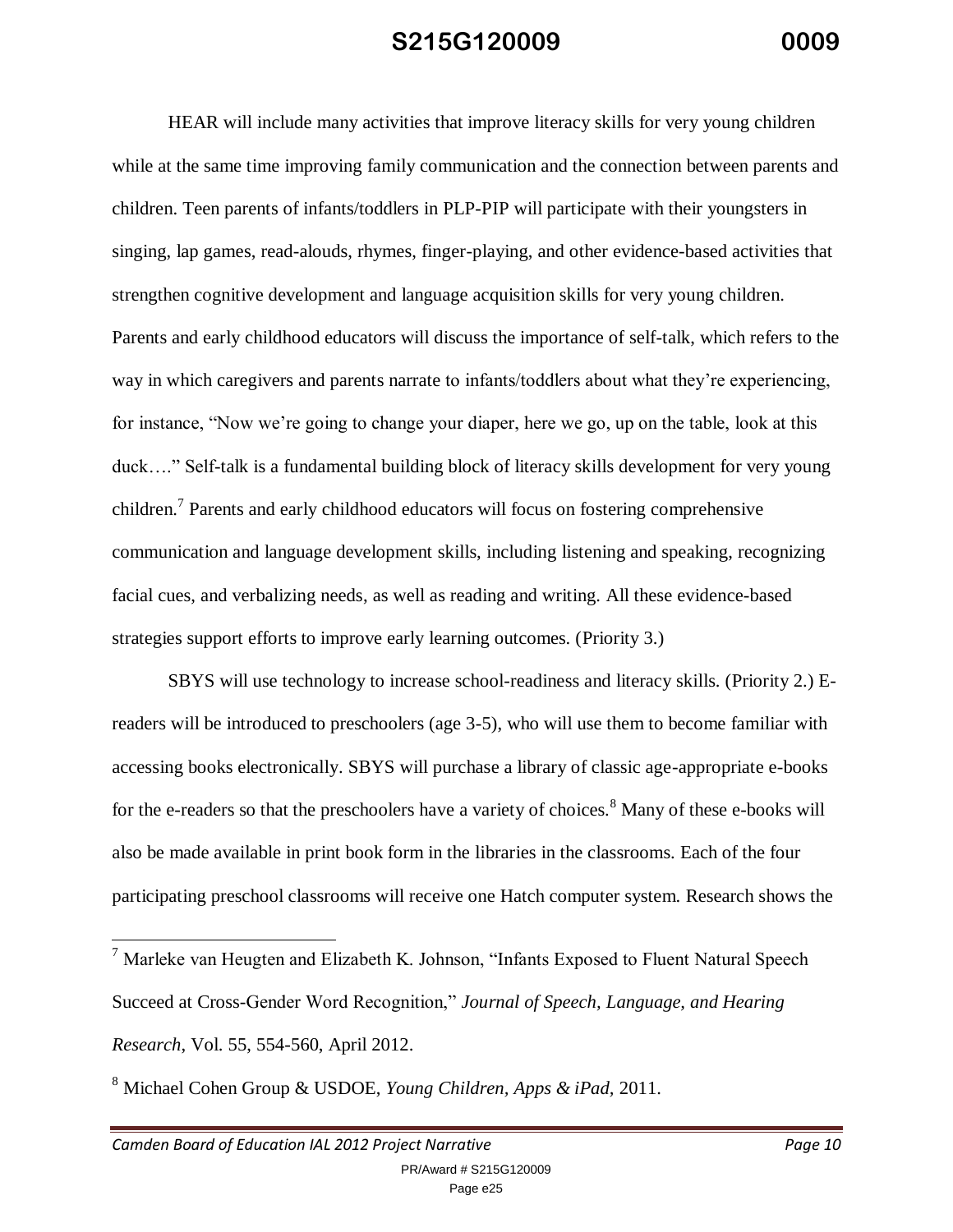HEAR will include many activities that improve literacy skills for very young children while at the same time improving family communication and the connection between parents and children. Teen parents of infants/toddlers in PLP-PIP will participate with their youngsters in singing, lap games, read-alouds, rhymes, finger-playing, and other evidence-based activities that strengthen cognitive development and language acquisition skills for very young children. Parents and early childhood educators will discuss the importance of self-talk, which refers to the way in which caregivers and parents narrate to infants/toddlers about what they're experiencing, for instance, "Now we're going to change your diaper, here we go, up on the table, look at this duck…." Self-talk is a fundamental building block of literacy skills development for very young children.[7] Parents and early childhood educators will focus on fostering comprehensive communication and language development skills, including listening and speaking, recognizing facial cues, and verbalizing needs, as well as reading and writing. All these evidence-based strategies support efforts to improve early learning outcomes. (Priority 3.)

SBYS will use technology to increase school-readiness and literacy skills. (Priority 2.) E-readers will be introduced to preschoolers (age 3-5), who will use them to become familiar with accessing books electronically. SBYS will purchase a library of classic age-appropriate e-books for the e-readers so that the preschoolers have a variety of choices.[8] Many of these e-books will also be made available in print book form in the libraries in the classrooms. Each of the four participating preschool classrooms will receive one Hatch computer system. Research shows the

---

[7] Marleke van Heugten and Elizabeth K. Johnson, "Infants Exposed to Fluent Natural Speech Succeed at Cross-Gender Word Recognition," *Journal of Speech, Language, and Hearing Research*, Vol. 55, 554-560, April 2012.

[8] Michael Cohen Group & USDOE, *Young Children, Apps & iPad*, 2011.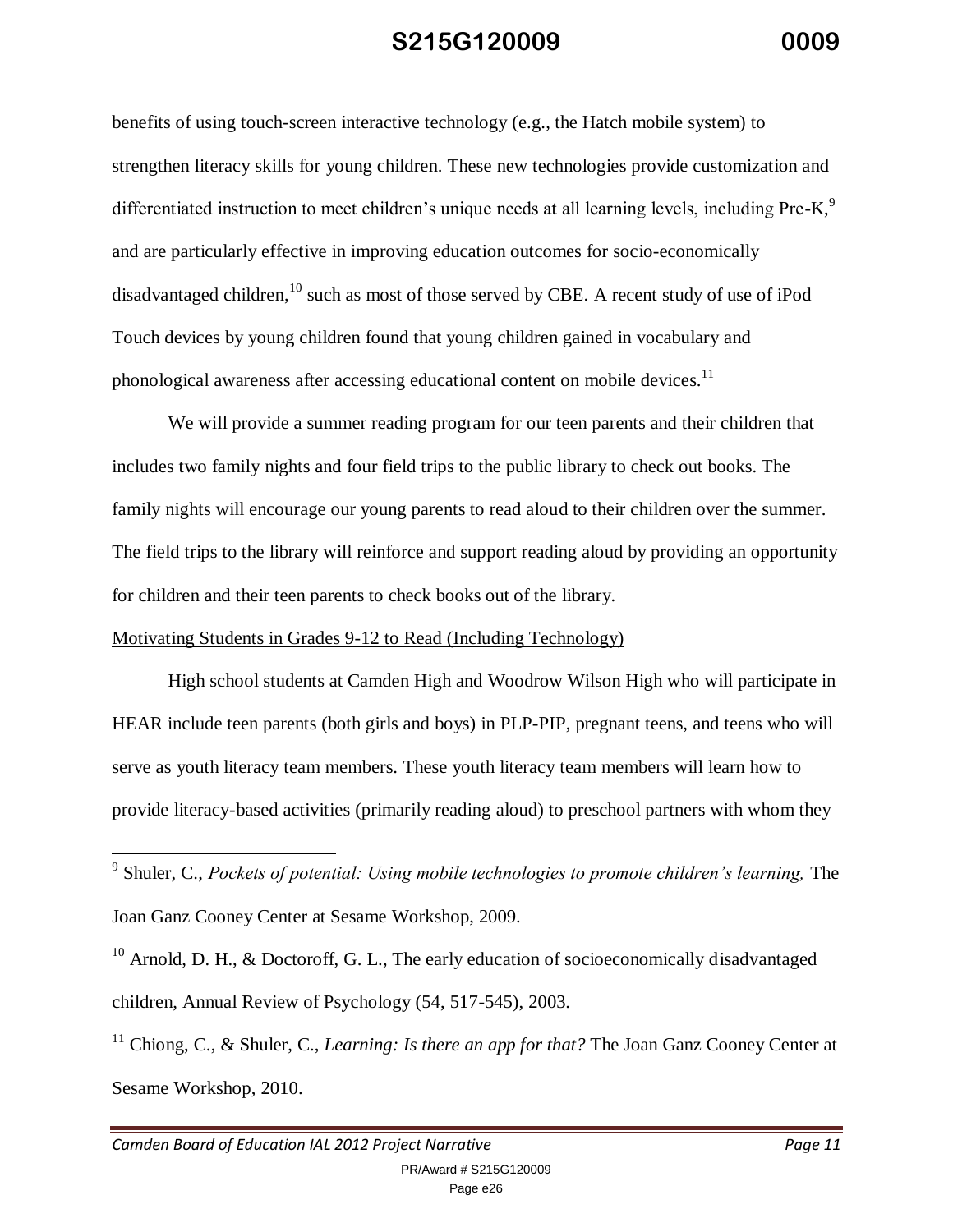benefits of using touch-screen interactive technology (e.g., the Hatch mobile system) to strengthen literacy skills for young children. These new technologies provide customization and differentiated instruction to meet children's unique needs at all learning levels, including Pre-K,[9] and are particularly effective in improving education outcomes for socio-economically disadvantaged children,[10] such as most of those served by CBE. A recent study of use of iPod Touch devices by young children found that young children gained in vocabulary and phonological awareness after accessing educational content on mobile devices.[11]

We will provide a summer reading program for our teen parents and their children that includes two family nights and four field trips to the public library to check out books. The family nights will encourage our young parents to read aloud to their children over the summer. The field trips to the library will reinforce and support reading aloud by providing an opportunity for children and their teen parents to check books out of the library.

Motivating Students in Grades 9-12 to Read (Including Technology)

High school students at Camden High and Woodrow Wilson High who will participate in HEAR include teen parents (both girls and boys) in PLP-PIP, pregnant teens, and teens who will serve as youth literacy team members. These youth literacy team members will learn how to provide literacy-based activities (primarily reading aloud) to preschool partners with whom they

---

[9] Shuler, C., *Pockets of potential: Using mobile technologies to promote children's learning,* The Joan Ganz Cooney Center at Sesame Workshop, 2009.

[10] Arnold, D. H., & Doctoroff, G. L., The early education of socioeconomically disadvantaged children, Annual Review of Psychology (54, 517-545), 2003.

[11] Chiong, C., & Shuler, C., *Learning: Is there an app for that?* The Joan Ganz Cooney Center at Sesame Workshop, 2010.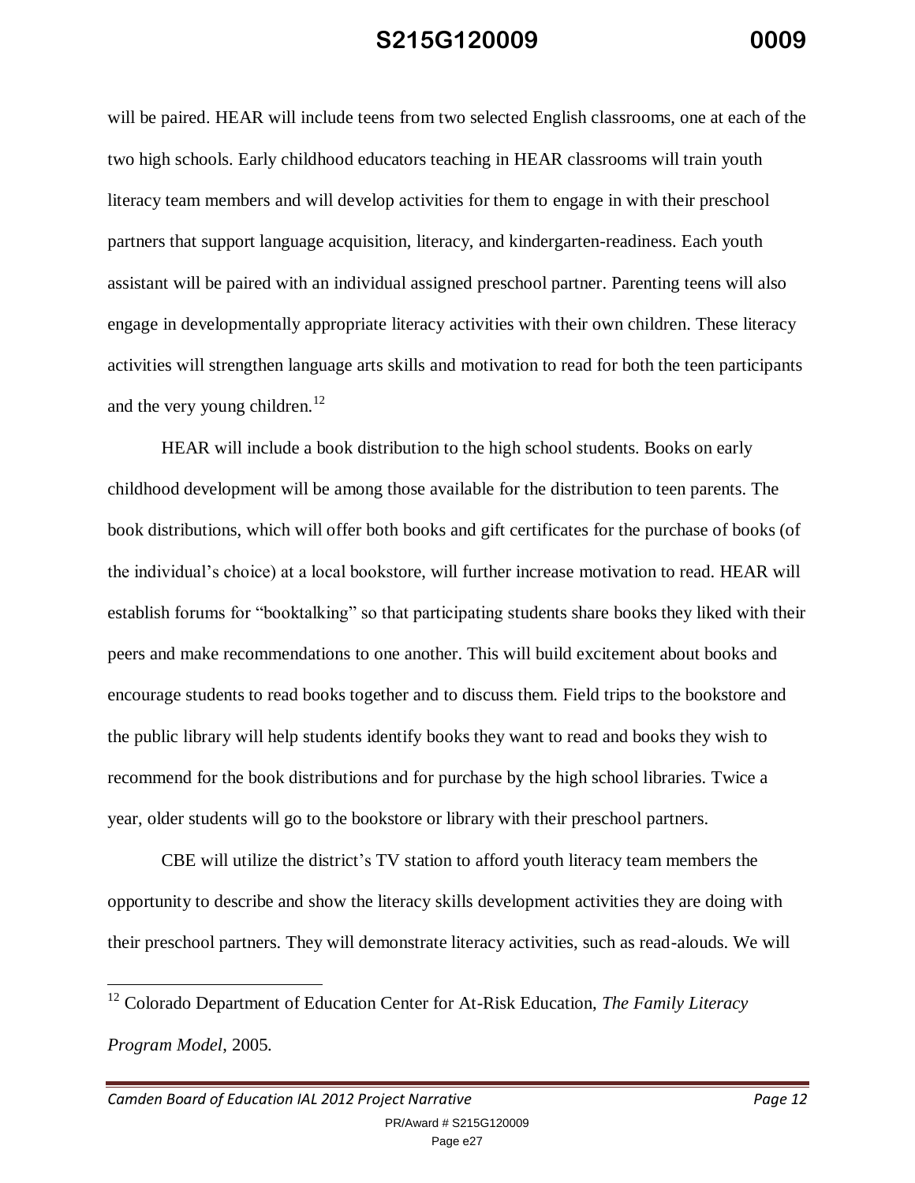will be paired. HEAR will include teens from two selected English classrooms, one at each of the two high schools. Early childhood educators teaching in HEAR classrooms will train youth literacy team members and will develop activities for them to engage in with their preschool partners that support language acquisition, literacy, and kindergarten-readiness. Each youth assistant will be paired with an individual assigned preschool partner. Parenting teens will also engage in developmentally appropriate literacy activities with their own children. These literacy activities will strengthen language arts skills and motivation to read for both the teen participants and the very young children.[12]

HEAR will include a book distribution to the high school students. Books on early childhood development will be among those available for the distribution to teen parents. The book distributions, which will offer both books and gift certificates for the purchase of books (of the individual's choice) at a local bookstore, will further increase motivation to read. HEAR will establish forums for "booktalking" so that participating students share books they liked with their peers and make recommendations to one another. This will build excitement about books and encourage students to read books together and to discuss them. Field trips to the bookstore and the public library will help students identify books they want to read and books they wish to recommend for the book distributions and for purchase by the high school libraries. Twice a year, older students will go to the bookstore or library with their preschool partners.

CBE will utilize the district's TV station to afford youth literacy team members the opportunity to describe and show the literacy skills development activities they are doing with their preschool partners. They will demonstrate literacy activities, such as read-alouds. We will

---

[12] Colorado Department of Education Center for At-Risk Education, *The Family Literacy Program Model*, 2005.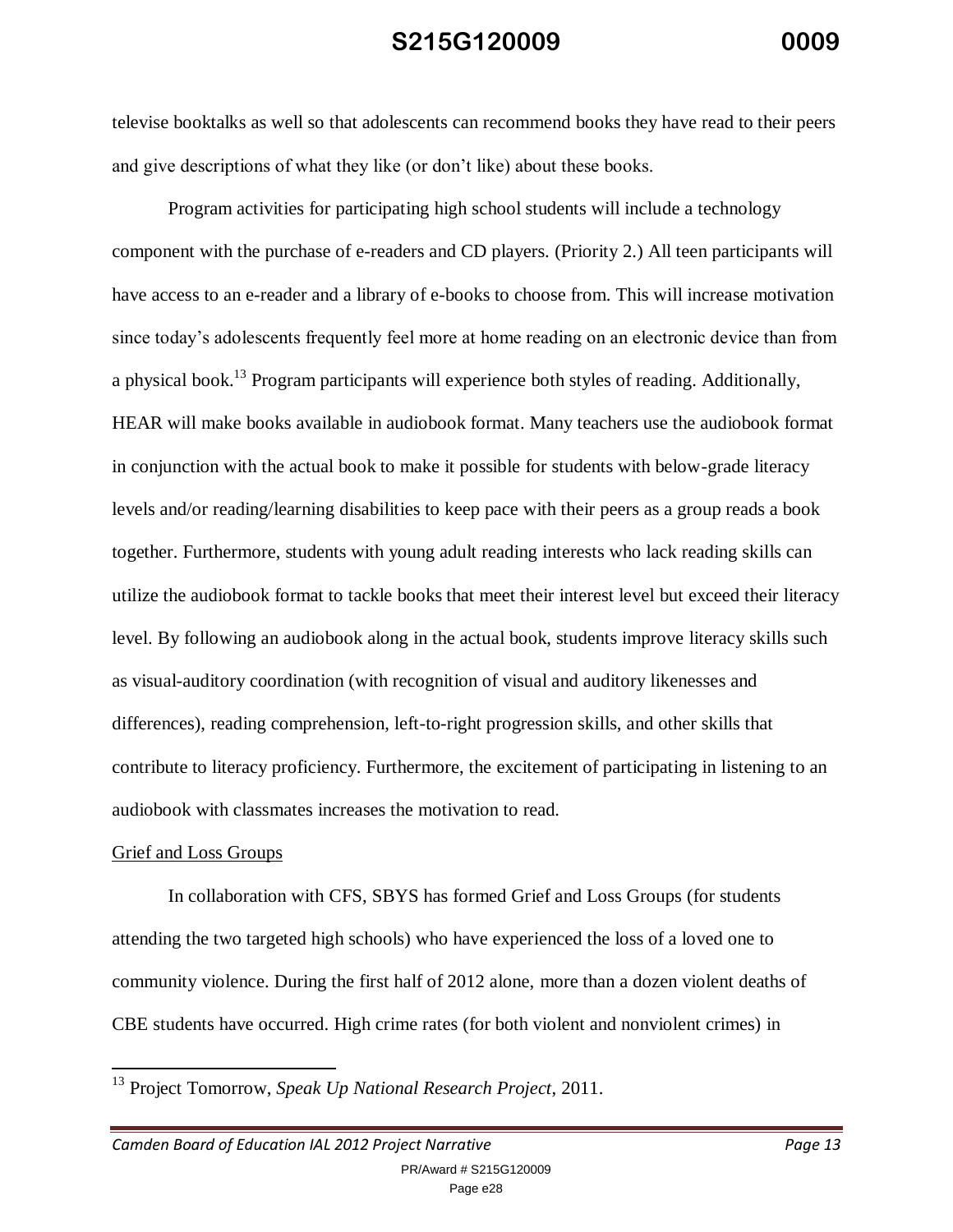televise booktalks as well so that adolescents can recommend books they have read to their peers and give descriptions of what they like (or don't like) about these books.

Program activities for participating high school students will include a technology component with the purchase of e-readers and CD players. (Priority 2.) All teen participants will have access to an e-reader and a library of e-books to choose from. This will increase motivation since today's adolescents frequently feel more at home reading on an electronic device than from a physical book.[13] Program participants will experience both styles of reading. Additionally, HEAR will make books available in audiobook format. Many teachers use the audiobook format in conjunction with the actual book to make it possible for students with below-grade literacy levels and/or reading/learning disabilities to keep pace with their peers as a group reads a book together. Furthermore, students with young adult reading interests who lack reading skills can utilize the audiobook format to tackle books that meet their interest level but exceed their literacy level. By following an audiobook along in the actual book, students improve literacy skills such as visual-auditory coordination (with recognition of visual and auditory likenesses and differences), reading comprehension, left-to-right progression skills, and other skills that contribute to literacy proficiency. Furthermore, the excitement of participating in listening to an audiobook with classmates increases the motivation to read.

<u>Grief and Loss Groups</u>

In collaboration with CFS, SBYS has formed Grief and Loss Groups (for students attending the two targeted high schools) who have experienced the loss of a loved one to community violence. During the first half of 2012 alone, more than a dozen violent deaths of CBE students have occurred. High crime rates (for both violent and nonviolent crimes) in

---

[13] Project Tomorrow, *Speak Up National Research Project*, 2011.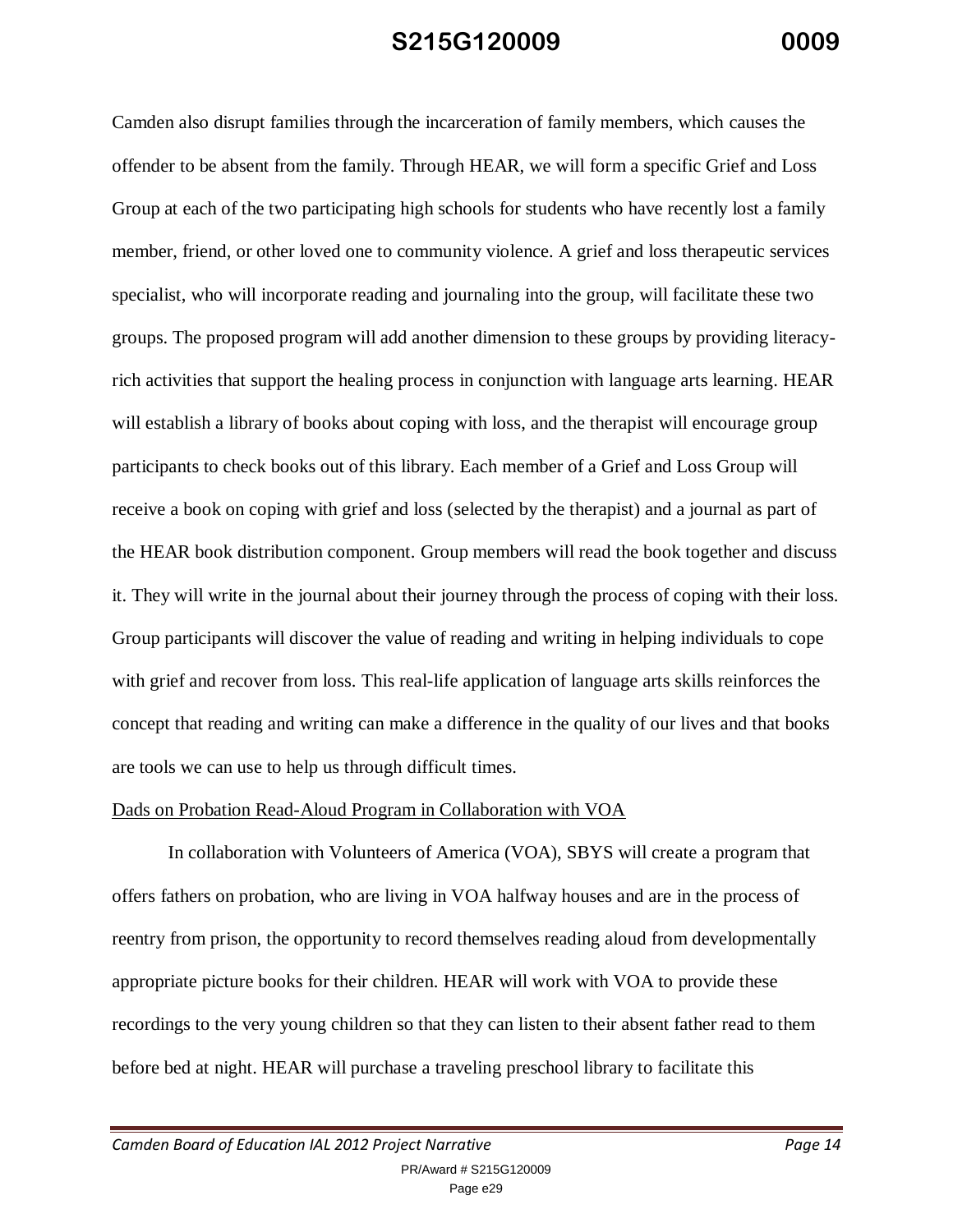Camden also disrupt families through the incarceration of family members, which causes the offender to be absent from the family. Through HEAR, we will form a specific Grief and Loss Group at each of the two participating high schools for students who have recently lost a family member, friend, or other loved one to community violence. A grief and loss therapeutic services specialist, who will incorporate reading and journaling into the group, will facilitate these two groups. The proposed program will add another dimension to these groups by providing literacy-rich activities that support the healing process in conjunction with language arts learning. HEAR will establish a library of books about coping with loss, and the therapist will encourage group participants to check books out of this library. Each member of a Grief and Loss Group will receive a book on coping with grief and loss (selected by the therapist) and a journal as part of the HEAR book distribution component. Group members will read the book together and discuss it. They will write in the journal about their journey through the process of coping with their loss. Group participants will discover the value of reading and writing in helping individuals to cope with grief and recover from loss. This real-life application of language arts skills reinforces the concept that reading and writing can make a difference in the quality of our lives and that books are tools we can use to help us through difficult times.

<u>Dads on Probation Read-Aloud Program in Collaboration with VOA</u>

In collaboration with Volunteers of America (VOA), SBYS will create a program that offers fathers on probation, who are living in VOA halfway houses and are in the process of reentry from prison, the opportunity to record themselves reading aloud from developmentally appropriate picture books for their children. HEAR will work with VOA to provide these recordings to the very young children so that they can listen to their absent father read to them before bed at night. HEAR will purchase a traveling preschool library to facilitate this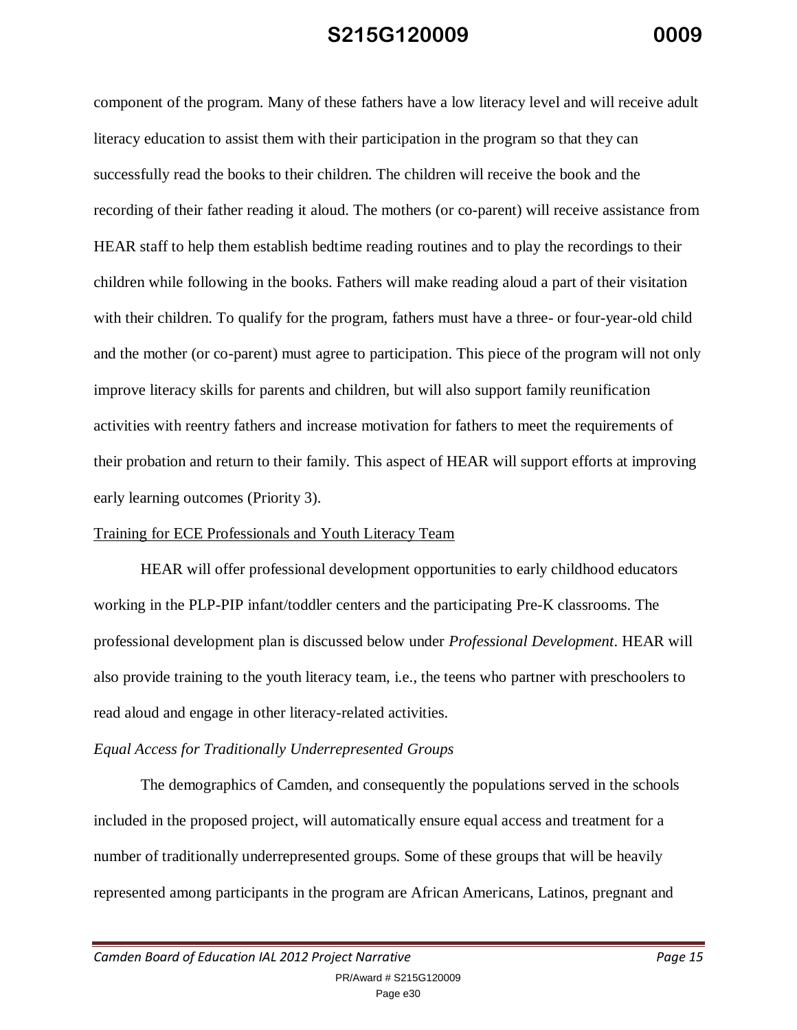component of the program. Many of these fathers have a low literacy level and will receive adult literacy education to assist them with their participation in the program so that they can successfully read the books to their children. The children will receive the book and the recording of their father reading it aloud. The mothers (or co-parent) will receive assistance from HEAR staff to help them establish bedtime reading routines and to play the recordings to their children while following in the books. Fathers will make reading aloud a part of their visitation with their children. To qualify for the program, fathers must have a three- or four-year-old child and the mother (or co-parent) must agree to participation. This piece of the program will not only improve literacy skills for parents and children, but will also support family reunification activities with reentry fathers and increase motivation for fathers to meet the requirements of their probation and return to their family. This aspect of HEAR will support efforts at improving early learning outcomes (Priority 3).

<u>Training for ECE Professionals and Youth Literacy Team</u>

HEAR will offer professional development opportunities to early childhood educators working in the PLP-PIP infant/toddler centers and the participating Pre-K classrooms. The professional development plan is discussed below under *Professional Development*. HEAR will also provide training to the youth literacy team, i.e., the teens who partner with preschoolers to read aloud and engage in other literacy-related activities.

*Equal Access for Traditionally Underrepresented Groups*

The demographics of Camden, and consequently the populations served in the schools included in the proposed project, will automatically ensure equal access and treatment for a number of traditionally underrepresented groups. Some of these groups that will be heavily represented among participants in the program are African Americans, Latinos, pregnant and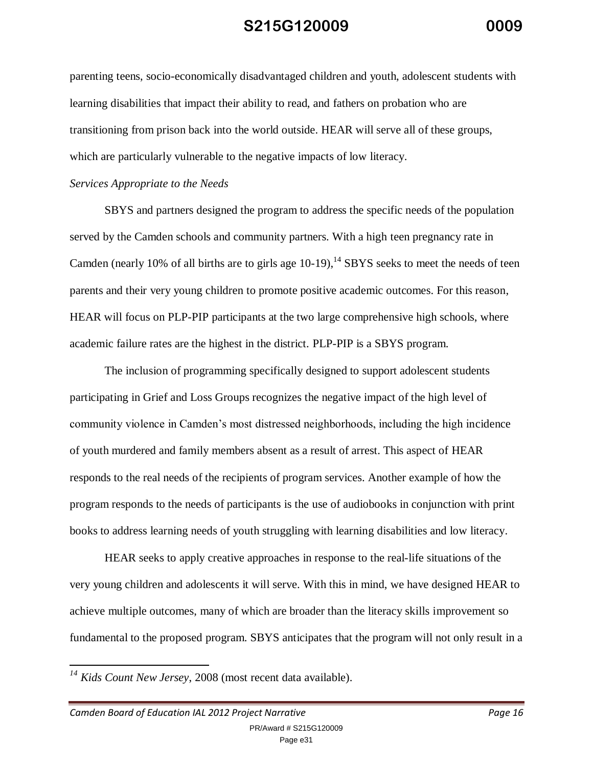parenting teens, socio-economically disadvantaged children and youth, adolescent students with learning disabilities that impact their ability to read, and fathers on probation who are transitioning from prison back into the world outside. HEAR will serve all of these groups, which are particularly vulnerable to the negative impacts of low literacy.

*Services Appropriate to the Needs*

SBYS and partners designed the program to address the specific needs of the population served by the Camden schools and community partners. With a high teen pregnancy rate in Camden (nearly 10% of all births are to girls age 10-19),[14] SBYS seeks to meet the needs of teen parents and their very young children to promote positive academic outcomes. For this reason, HEAR will focus on PLP-PIP participants at the two large comprehensive high schools, where academic failure rates are the highest in the district. PLP-PIP is a SBYS program.

The inclusion of programming specifically designed to support adolescent students participating in Grief and Loss Groups recognizes the negative impact of the high level of community violence in Camden's most distressed neighborhoods, including the high incidence of youth murdered and family members absent as a result of arrest. This aspect of HEAR responds to the real needs of the recipients of program services. Another example of how the program responds to the needs of participants is the use of audiobooks in conjunction with print books to address learning needs of youth struggling with learning disabilities and low literacy.

HEAR seeks to apply creative approaches in response to the real-life situations of the very young children and adolescents it will serve. With this in mind, we have designed HEAR to achieve multiple outcomes, many of which are broader than the literacy skills improvement so fundamental to the proposed program. SBYS anticipates that the program will not only result in a

---

[14] *Kids Count New Jersey*, 2008 (most recent data available).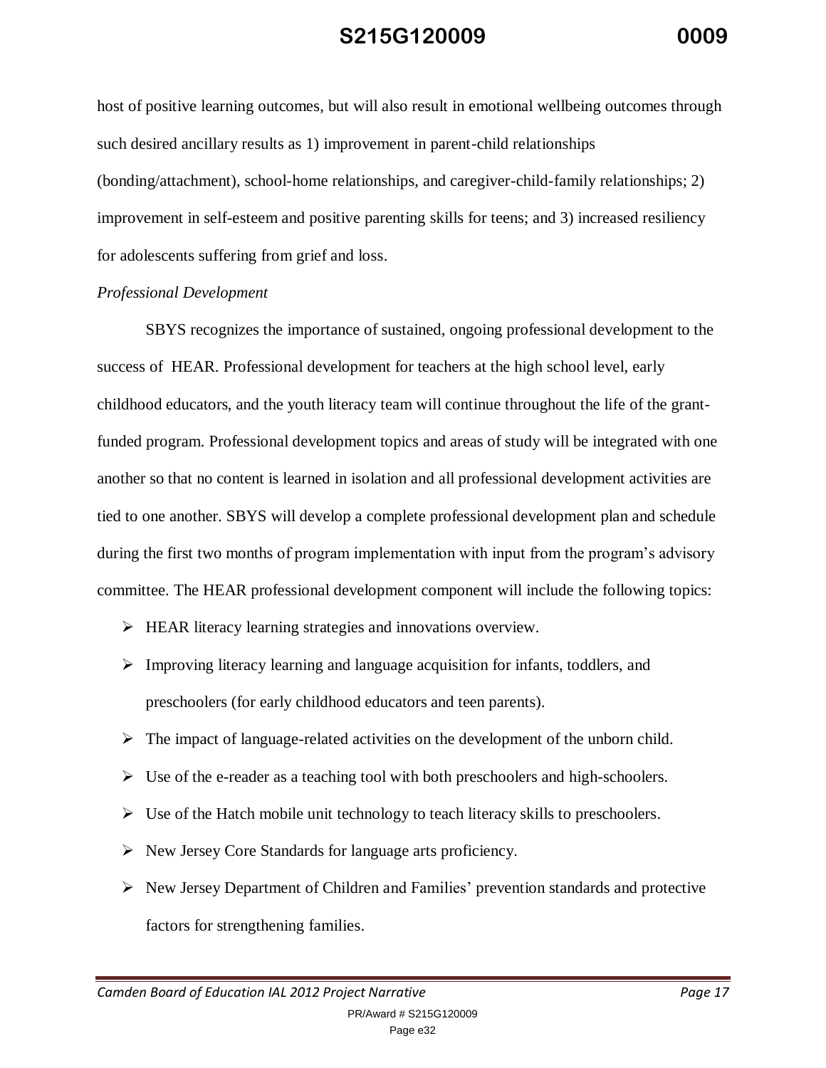host of positive learning outcomes, but will also result in emotional wellbeing outcomes through such desired ancillary results as 1) improvement in parent-child relationships (bonding/attachment), school-home relationships, and caregiver-child-family relationships; 2) improvement in self-esteem and positive parenting skills for teens; and 3) increased resiliency for adolescents suffering from grief and loss.

*Professional Development*

SBYS recognizes the importance of sustained, ongoing professional development to the success of HEAR. Professional development for teachers at the high school level, early childhood educators, and the youth literacy team will continue throughout the life of the grant-funded program. Professional development topics and areas of study will be integrated with one another so that no content is learned in isolation and all professional development activities are tied to one another. SBYS will develop a complete professional development plan and schedule during the first two months of program implementation with input from the program's advisory committee. The HEAR professional development component will include the following topics:

- HEAR literacy learning strategies and innovations overview.
- Improving literacy learning and language acquisition for infants, toddlers, and preschoolers (for early childhood educators and teen parents).
- The impact of language-related activities on the development of the unborn child.
- Use of the e-reader as a teaching tool with both preschoolers and high-schoolers.
- Use of the Hatch mobile unit technology to teach literacy skills to preschoolers.
- New Jersey Core Standards for language arts proficiency.
- New Jersey Department of Children and Families' prevention standards and protective factors for strengthening families.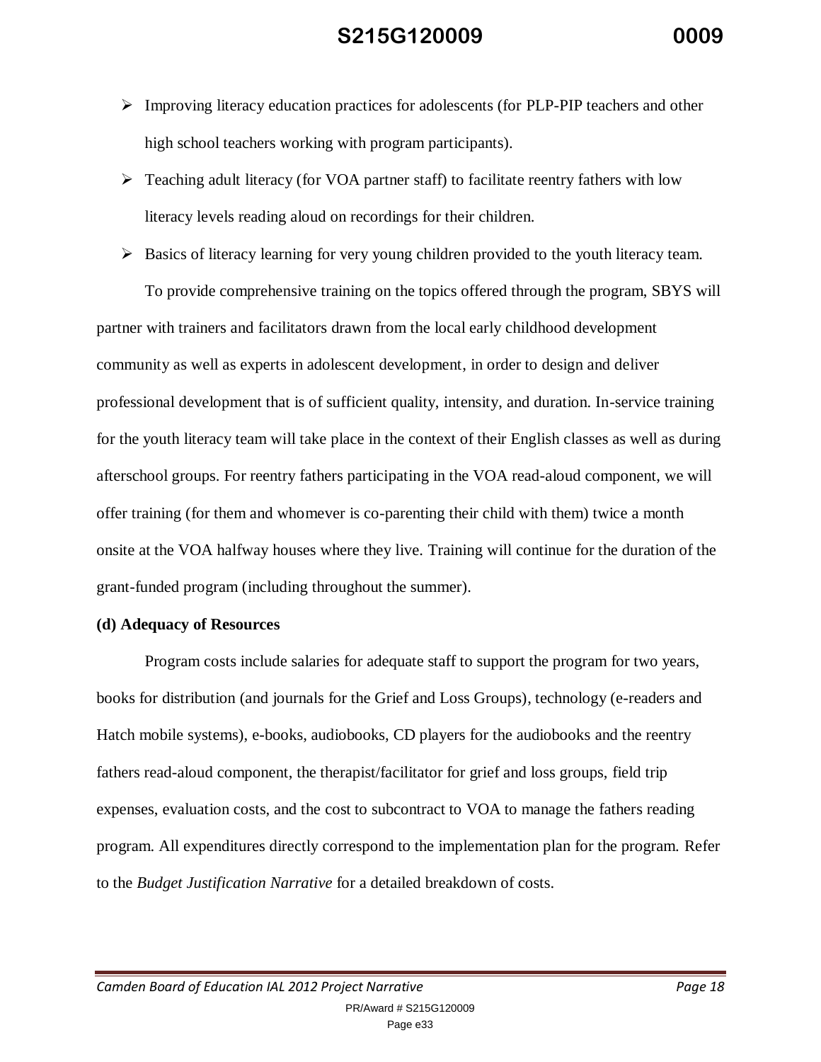- Improving literacy education practices for adolescents (for PLP-PIP teachers and other high school teachers working with program participants).
- Teaching adult literacy (for VOA partner staff) to facilitate reentry fathers with low literacy levels reading aloud on recordings for their children.
- Basics of literacy learning for very young children provided to the youth literacy team.

To provide comprehensive training on the topics offered through the program, SBYS will partner with trainers and facilitators drawn from the local early childhood development community as well as experts in adolescent development, in order to design and deliver professional development that is of sufficient quality, intensity, and duration. In-service training for the youth literacy team will take place in the context of their English classes as well as during afterschool groups. For reentry fathers participating in the VOA read-aloud component, we will offer training (for them and whomever is co-parenting their child with them) twice a month onsite at the VOA halfway houses where they live. Training will continue for the duration of the grant-funded program (including throughout the summer).

**(d) Adequacy of Resources**

Program costs include salaries for adequate staff to support the program for two years, books for distribution (and journals for the Grief and Loss Groups), technology (e-readers and Hatch mobile systems), e-books, audiobooks, CD players for the audiobooks and the reentry fathers read-aloud component, the therapist/facilitator for grief and loss groups, field trip expenses, evaluation costs, and the cost to subcontract to VOA to manage the fathers reading program. All expenditures directly correspond to the implementation plan for the program. Refer to the *Budget Justification Narrative* for a detailed breakdown of costs.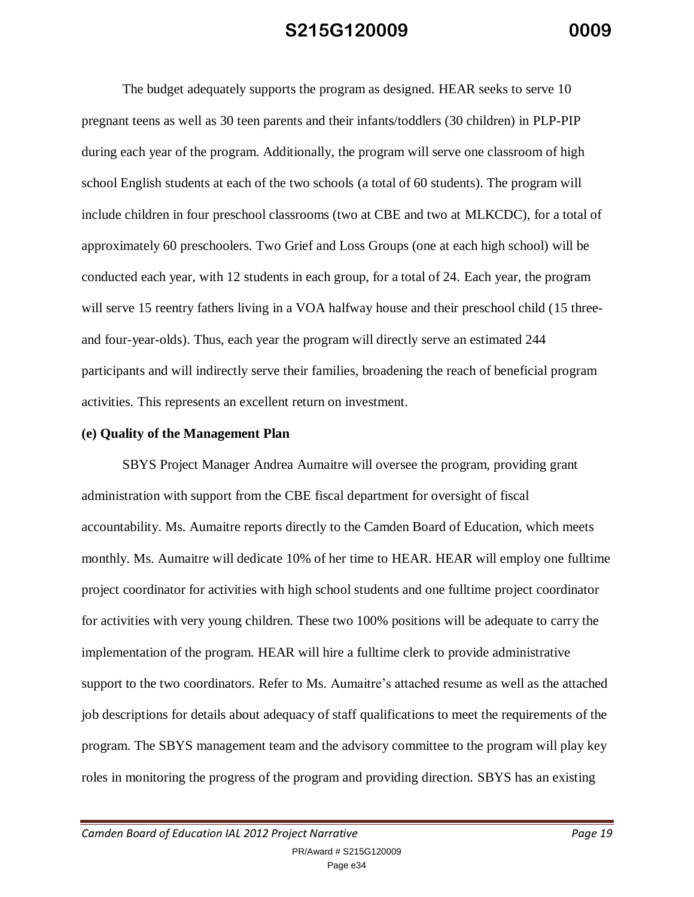The budget adequately supports the program as designed. HEAR seeks to serve 10 pregnant teens as well as 30 teen parents and their infants/toddlers (30 children) in PLP-PIP during each year of the program. Additionally, the program will serve one classroom of high school English students at each of the two schools (a total of 60 students). The program will include children in four preschool classrooms (two at CBE and two at MLKCDC), for a total of approximately 60 preschoolers. Two Grief and Loss Groups (one at each high school) will be conducted each year, with 12 students in each group, for a total of 24. Each year, the program will serve 15 reentry fathers living in a VOA halfway house and their preschool child (15 three- and four-year-olds). Thus, each year the program will directly serve an estimated 244 participants and will indirectly serve their families, broadening the reach of beneficial program activities. This represents an excellent return on investment.

**(e) Quality of the Management Plan**

SBYS Project Manager Andrea Aumaitre will oversee the program, providing grant administration with support from the CBE fiscal department for oversight of fiscal accountability. Ms. Aumaitre reports directly to the Camden Board of Education, which meets monthly. Ms. Aumaitre will dedicate 10% of her time to HEAR. HEAR will employ one fulltime project coordinator for activities with high school students and one fulltime project coordinator for activities with very young children. These two 100% positions will be adequate to carry the implementation of the program. HEAR will hire a fulltime clerk to provide administrative support to the two coordinators. Refer to Ms. Aumaitre's attached resume as well as the attached job descriptions for details about adequacy of staff qualifications to meet the requirements of the program. The SBYS management team and the advisory committee to the program will play key roles in monitoring the progress of the program and providing direction. SBYS has an existing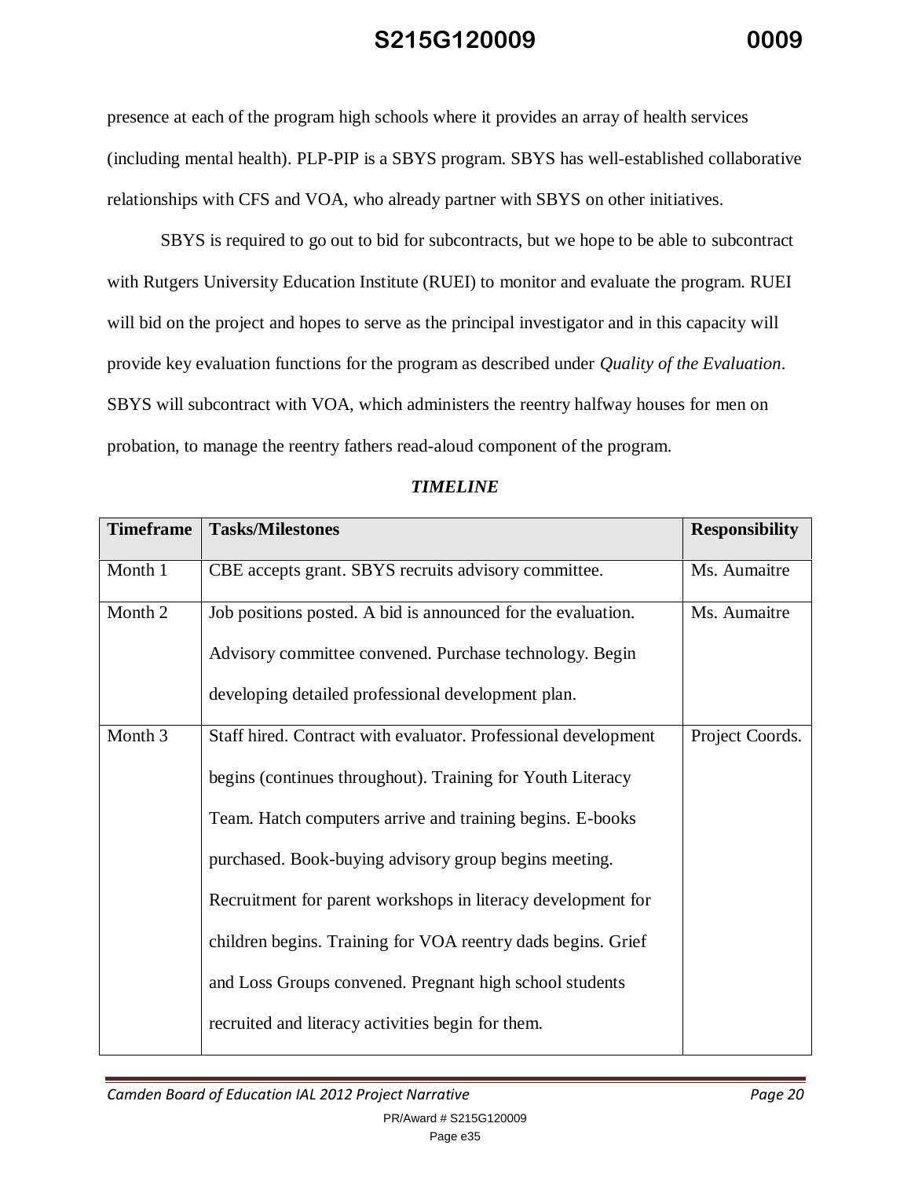presence at each of the program high schools where it provides an array of health services (including mental health). PLP-PIP is a SBYS program. SBYS has well-established collaborative relationships with CFS and VOA, who already partner with SBYS on other initiatives.

SBYS is required to go out to bid for subcontracts, but we hope to be able to subcontract with Rutgers University Education Institute (RUEI) to monitor and evaluate the program. RUEI will bid on the project and hopes to serve as the principal investigator and in this capacity will provide key evaluation functions for the program as described under *Quality of the Evaluation*. SBYS will subcontract with VOA, which administers the reentry halfway houses for men on probation, to manage the reentry fathers read-aloud component of the program.

***TIMELINE***

| Timeframe | Tasks/Milestones | Responsibility |
|---|---|---|
| Month 1 | CBE accepts grant. SBYS recruits advisory committee. | Ms. Aumaitre |
| Month 2 | Job positions posted. A bid is announced for the evaluation. Advisory committee convened. Purchase technology. Begin developing detailed professional development plan. | Ms. Aumaitre |
| Month 3 | Staff hired. Contract with evaluator. Professional development begins (continues throughout). Training for Youth Literacy Team. Hatch computers arrive and training begins. E-books purchased. Book-buying advisory group begins meeting. Recruitment for parent workshops in literacy development for children begins. Training for VOA reentry dads begins. Grief and Loss Groups convened. Pregnant high school students recruited and literacy activities begin for them. | Project Coords. |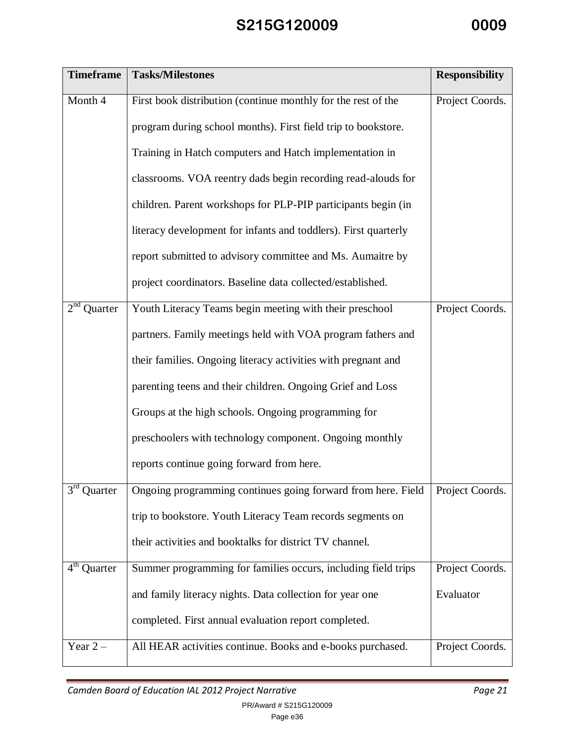| Timeframe | Tasks/Milestones | Responsibility |
|---|---|---|
| Month 4 | First book distribution (continue monthly for the rest of the program during school months). First field trip to bookstore. Training in Hatch computers and Hatch implementation in classrooms. VOA reentry dads begin recording read-alouds for children. Parent workshops for PLP-PIP participants begin (in literacy development for infants and toddlers). First quarterly report submitted to advisory committee and Ms. Aumaitre by project coordinators. Baseline data collected/established. | Project Coords. |
| 2nd Quarter | Youth Literacy Teams begin meeting with their preschool partners. Family meetings held with VOA program fathers and their families. Ongoing literacy activities with pregnant and parenting teens and their children. Ongoing Grief and Loss Groups at the high schools. Ongoing programming for preschoolers with technology component. Ongoing monthly reports continue going forward from here. | Project Coords. |
| 3rd Quarter | Ongoing programming continues going forward from here. Field trip to bookstore. Youth Literacy Team records segments on their activities and booktalks for district TV channel. | Project Coords. |
| 4th Quarter | Summer programming for families occurs, including field trips and family literacy nights. Data collection for year one completed. First annual evaluation report completed. | Project Coords. Evaluator |
| Year 2 – | All HEAR activities continue. Books and e-books purchased. | Project Coords. |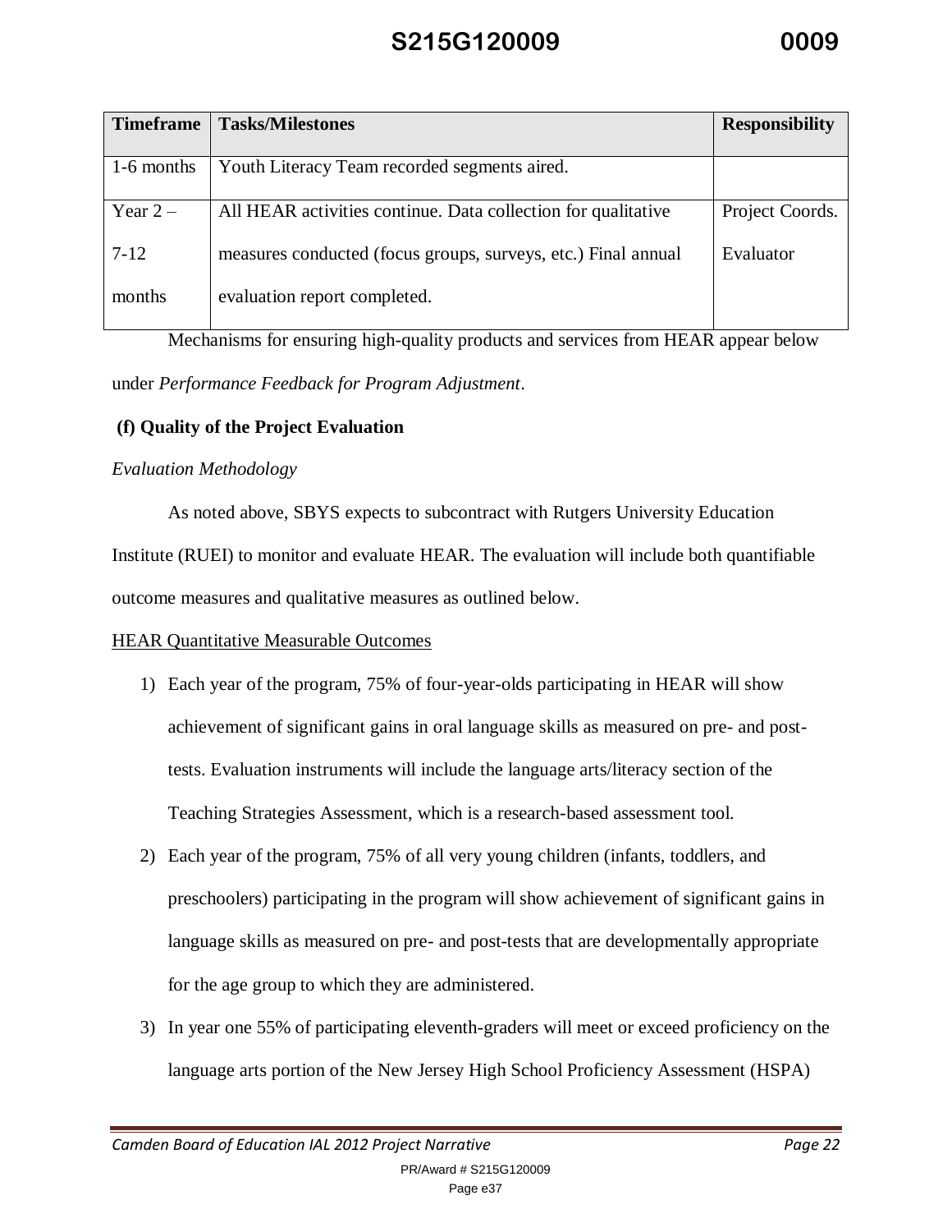| Timeframe | Tasks/Milestones | Responsibility |
|---|---|---|
| 1-6 months | Youth Literacy Team recorded segments aired. | |
| Year 2 – 7-12 months | All HEAR activities continue. Data collection for qualitative measures conducted (focus groups, surveys, etc.) Final annual evaluation report completed. | Project Coords. Evaluator |

Mechanisms for ensuring high-quality products and services from HEAR appear below under *Performance Feedback for Program Adjustment*.

**(f) Quality of the Project Evaluation**

*Evaluation Methodology*

As noted above, SBYS expects to subcontract with Rutgers University Education Institute (RUEI) to monitor and evaluate HEAR. The evaluation will include both quantifiable outcome measures and qualitative measures as outlined below.

HEAR Quantitative Measurable Outcomes

1) Each year of the program, 75% of four-year-olds participating in HEAR will show achievement of significant gains in oral language skills as measured on pre- and post-tests. Evaluation instruments will include the language arts/literacy section of the Teaching Strategies Assessment, which is a research-based assessment tool.
2) Each year of the program, 75% of all very young children (infants, toddlers, and preschoolers) participating in the program will show achievement of significant gains in language skills as measured on pre- and post-tests that are developmentally appropriate for the age group to which they are administered.
3) In year one 55% of participating eleventh-graders will meet or exceed proficiency on the language arts portion of the New Jersey High School Proficiency Assessment (HSPA)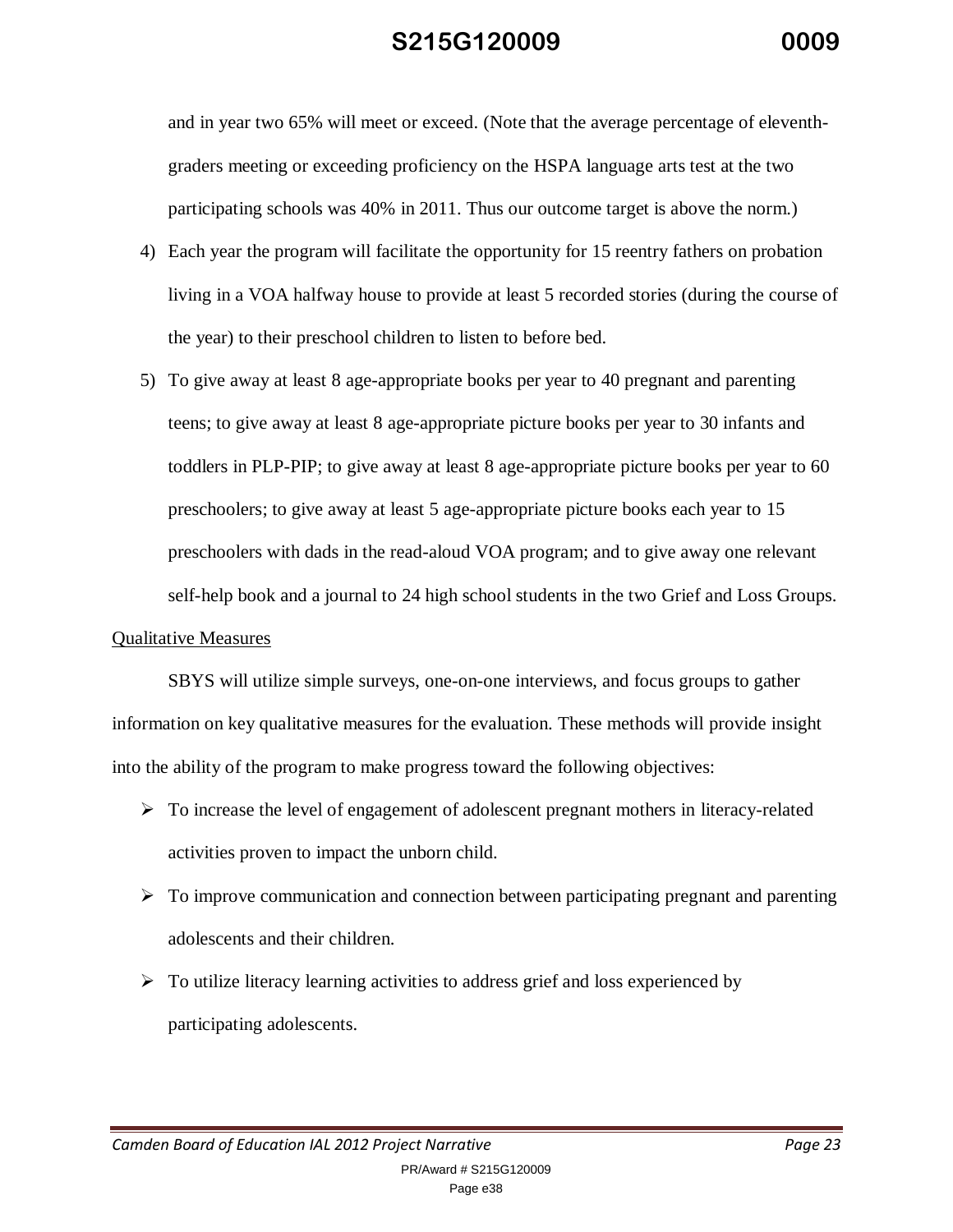and in year two 65% will meet or exceed. (Note that the average percentage of eleventh-graders meeting or exceeding proficiency on the HSPA language arts test at the two participating schools was 40% in 2011. Thus our outcome target is above the norm.)

4) Each year the program will facilitate the opportunity for 15 reentry fathers on probation living in a VOA halfway house to provide at least 5 recorded stories (during the course of the year) to their preschool children to listen to before bed.
5) To give away at least 8 age-appropriate books per year to 40 pregnant and parenting teens; to give away at least 8 age-appropriate picture books per year to 30 infants and toddlers in PLP-PIP; to give away at least 8 age-appropriate picture books per year to 60 preschoolers; to give away at least 5 age-appropriate picture books each year to 15 preschoolers with dads in the read-aloud VOA program; and to give away one relevant self-help book and a journal to 24 high school students in the two Grief and Loss Groups.

<u>Qualitative Measures</u>

SBYS will utilize simple surveys, one-on-one interviews, and focus groups to gather information on key qualitative measures for the evaluation. These methods will provide insight into the ability of the program to make progress toward the following objectives:

- To increase the level of engagement of adolescent pregnant mothers in literacy-related activities proven to impact the unborn child.
- To improve communication and connection between participating pregnant and parenting adolescents and their children.
- To utilize literacy learning activities to address grief and loss experienced by participating adolescents.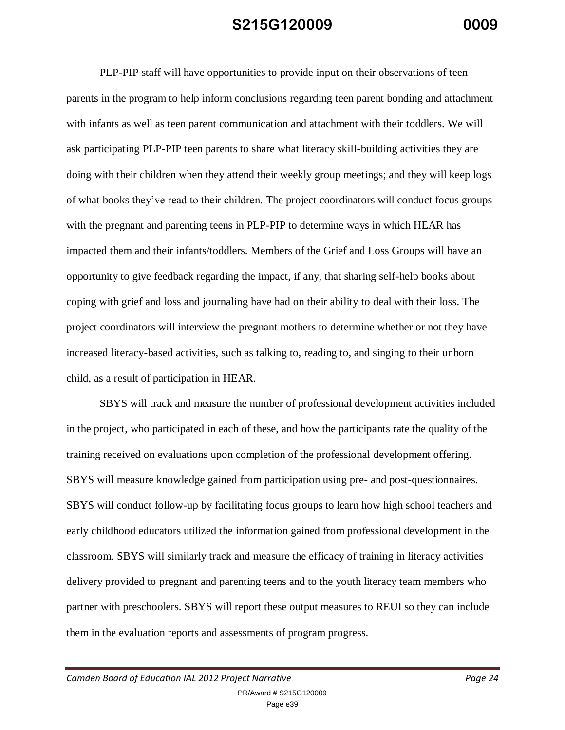PLP-PIP staff will have opportunities to provide input on their observations of teen parents in the program to help inform conclusions regarding teen parent bonding and attachment with infants as well as teen parent communication and attachment with their toddlers. We will ask participating PLP-PIP teen parents to share what literacy skill-building activities they are doing with their children when they attend their weekly group meetings; and they will keep logs of what books they've read to their children. The project coordinators will conduct focus groups with the pregnant and parenting teens in PLP-PIP to determine ways in which HEAR has impacted them and their infants/toddlers. Members of the Grief and Loss Groups will have an opportunity to give feedback regarding the impact, if any, that sharing self-help books about coping with grief and loss and journaling have had on their ability to deal with their loss. The project coordinators will interview the pregnant mothers to determine whether or not they have increased literacy-based activities, such as talking to, reading to, and singing to their unborn child, as a result of participation in HEAR.

SBYS will track and measure the number of professional development activities included in the project, who participated in each of these, and how the participants rate the quality of the training received on evaluations upon completion of the professional development offering. SBYS will measure knowledge gained from participation using pre- and post-questionnaires. SBYS will conduct follow-up by facilitating focus groups to learn how high school teachers and early childhood educators utilized the information gained from professional development in the classroom. SBYS will similarly track and measure the efficacy of training in literacy activities delivery provided to pregnant and parenting teens and to the youth literacy team members who partner with preschoolers. SBYS will report these output measures to REUI so they can include them in the evaluation reports and assessments of program progress.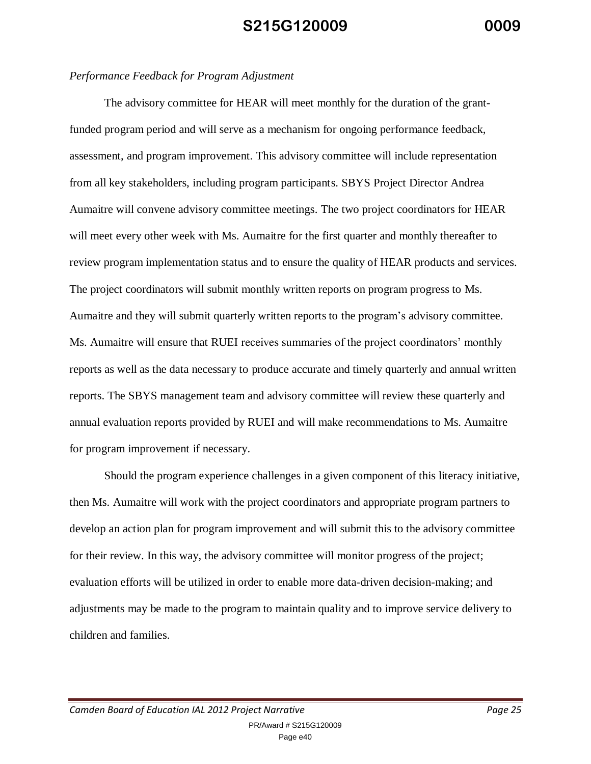*Performance Feedback for Program Adjustment*

The advisory committee for HEAR will meet monthly for the duration of the grant-funded program period and will serve as a mechanism for ongoing performance feedback, assessment, and program improvement. This advisory committee will include representation from all key stakeholders, including program participants. SBYS Project Director Andrea Aumaitre will convene advisory committee meetings. The two project coordinators for HEAR will meet every other week with Ms. Aumaitre for the first quarter and monthly thereafter to review program implementation status and to ensure the quality of HEAR products and services. The project coordinators will submit monthly written reports on program progress to Ms. Aumaitre and they will submit quarterly written reports to the program's advisory committee. Ms. Aumaitre will ensure that RUEI receives summaries of the project coordinators' monthly reports as well as the data necessary to produce accurate and timely quarterly and annual written reports. The SBYS management team and advisory committee will review these quarterly and annual evaluation reports provided by RUEI and will make recommendations to Ms. Aumaitre for program improvement if necessary.

Should the program experience challenges in a given component of this literacy initiative, then Ms. Aumaitre will work with the project coordinators and appropriate program partners to develop an action plan for program improvement and will submit this to the advisory committee for their review. In this way, the advisory committee will monitor progress of the project; evaluation efforts will be utilized in order to enable more data-driven decision-making; and adjustments may be made to the program to maintain quality and to improve service delivery to children and families.